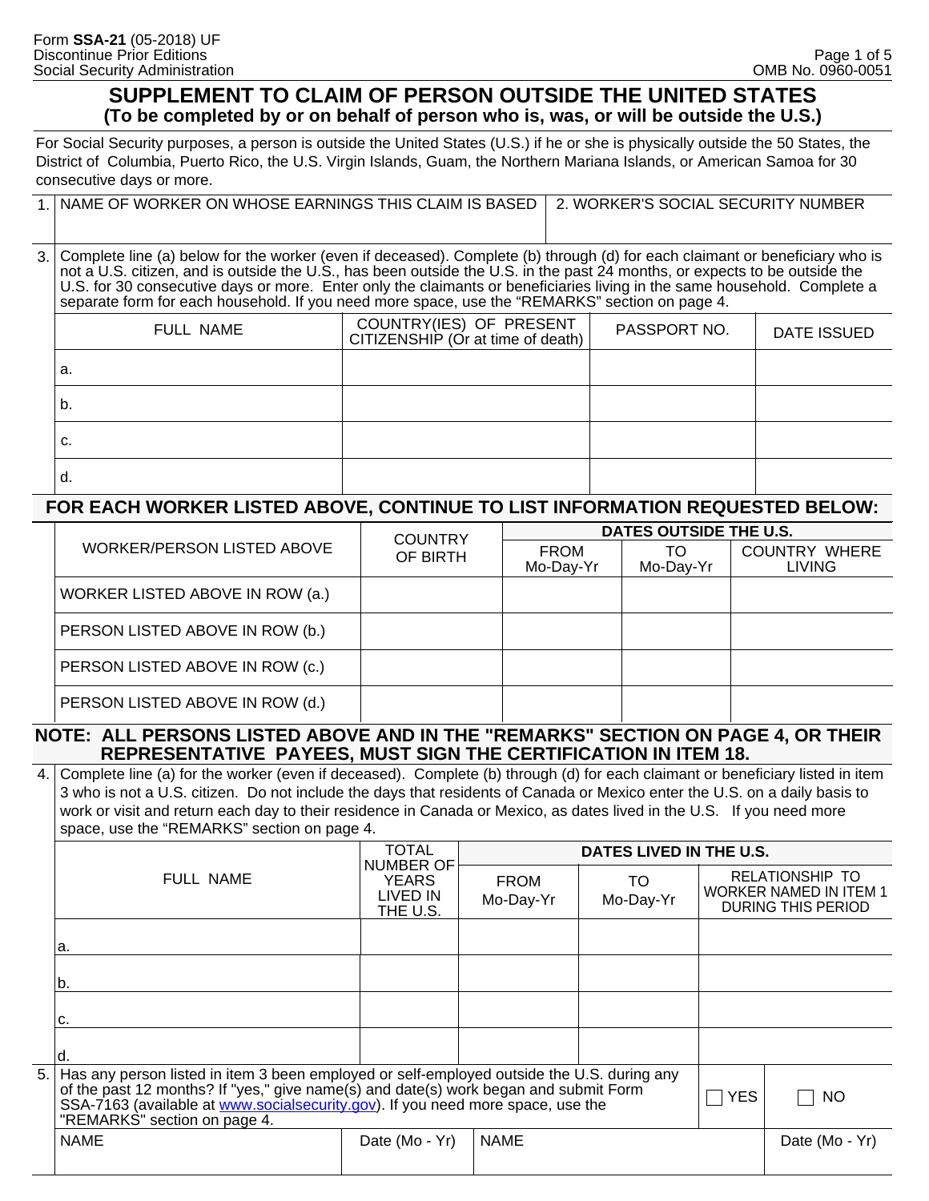Form **SSA-21** (05-2018) UF
Discontinue Prior Editions
Social Security Administration

OMB No. 0960-0051

# SUPPLEMENT TO CLAIM OF PERSON OUTSIDE THE UNITED STATES

## (To be completed by or on behalf of person who is, was, or will be outside the U.S.)

For Social Security purposes, a person is outside the United States (U.S.) if he or she is physically outside the 50 States, the District of Columbia, Puerto Rico, the U.S. Virgin Islands, Guam, the Northern Mariana Islands, or American Samoa for 30 consecutive days or more.

| 1. NAME OF WORKER ON WHOSE EARNINGS THIS CLAIM IS BASED | 2. WORKER'S SOCIAL SECURITY NUMBER |
|---|---|
| | |

3. Complete line (a) below for the worker (even if deceased). Complete (b) through (d) for each claimant or beneficiary who is not a U.S. citizen, and is outside the U.S., has been outside the U.S. in the past 24 months, or expects to be outside the U.S. for 30 consecutive days or more. Enter only the claimants or beneficiaries living in the same household. Complete a separate form for each household. If you need more space, use the "REMARKS" section on page 4.

| FULL NAME | COUNTRY(IES) OF PRESENT CITIZENSHIP (Or at time of death) | PASSPORT NO. | DATE ISSUED |
|---|---|---|---|
| a. | | | |
| b. | | | |
| c. | | | |
| d. | | | |

**FOR EACH WORKER LISTED ABOVE, CONTINUE TO LIST INFORMATION REQUESTED BELOW:**

| WORKER/PERSON LISTED ABOVE | COUNTRY OF BIRTH | DATES OUTSIDE THE U.S. | | |
|---|---|---|---|---|
| | | FROM Mo-Day-Yr | TO Mo-Day-Yr | COUNTRY WHERE LIVING |
| WORKER LISTED ABOVE IN ROW (a.) | | | | |
| PERSON LISTED ABOVE IN ROW (b.) | | | | |
| PERSON LISTED ABOVE IN ROW (c.) | | | | |
| PERSON LISTED ABOVE IN ROW (d.) | | | | |

**NOTE: ALL PERSONS LISTED ABOVE AND IN THE "REMARKS" SECTION ON PAGE 4, OR THEIR REPRESENTATIVE PAYEES, MUST SIGN THE CERTIFICATION IN ITEM 18.**

4. Complete line (a) for the worker (even if deceased). Complete (b) through (d) for each claimant or beneficiary listed in item 3 who is not a U.S. citizen. Do not include the days that residents of Canada or Mexico enter the U.S. on a daily basis to work or visit and return each day to their residence in Canada or Mexico, as dates lived in the U.S. If you need more space, use the "REMARKS" section on page 4.

| FULL NAME | TOTAL NUMBER OF YEARS LIVED IN THE U.S. | DATES LIVED IN THE U.S. | | |
|---|---|---|---|---|
| | | FROM Mo-Day-Yr | TO Mo-Day-Yr | RELATIONSHIP TO WORKER NAMED IN ITEM 1 DURING THIS PERIOD |
| a. | | | | |
| b. | | | | |
| c. | | | | |
| d. | | | | |

5. Has any person listed in item 3 been employed or self-employed outside the U.S. during any of the past 12 months? If "yes," give name(s) and date(s) work began and submit Form SSA-7163 (available at www.socialsecurity.gov). If you need more space, use the "REMARKS" section on page 4. ☐ YES ☐ NO

| NAME | Date (Mo - Yr) | NAME | Date (Mo - Yr) |
|---|---|---|---|
| | | | |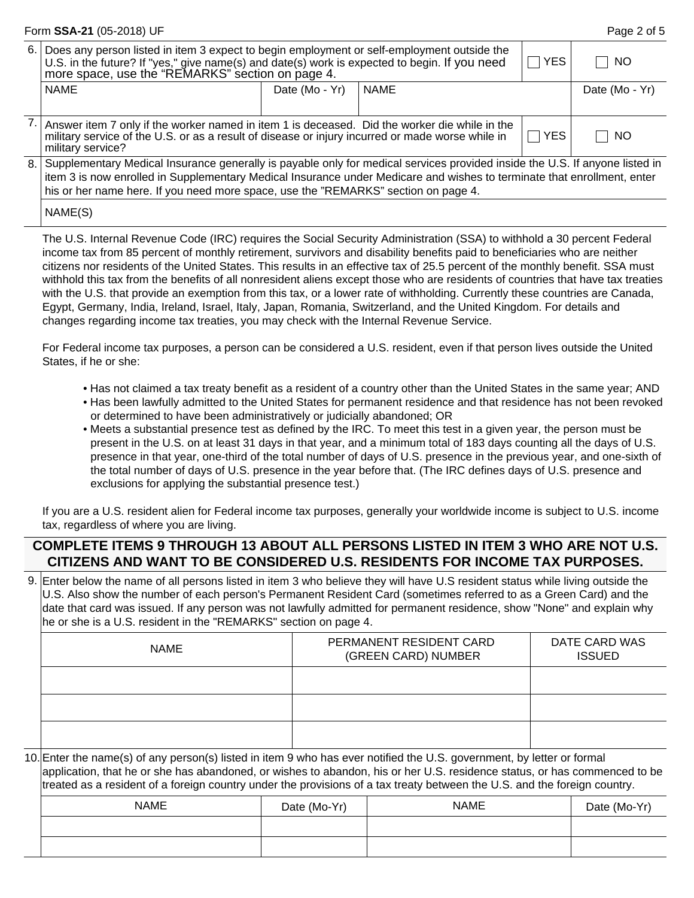6. Does any person listed in item 3 expect to begin employment or self-employment outside the U.S. in the future? If "yes," give name(s) and date(s) work is expected to begin. If you need more space, use the "REMARKS" section on page 4. ☐ YES ☐ NO

| NAME | Date (Mo - Yr) | NAME | Date (Mo - Yr) |
|---|---|---|---|
| | | | |

7. Answer item 7 only if the worker named in item 1 is deceased. Did the worker die while in the military service of the U.S. or as a result of disease or injury incurred or made worse while in military service? ☐ YES ☐ NO

8. Supplementary Medical Insurance generally is payable only for medical services provided inside the U.S. If anyone listed in item 3 is now enrolled in Supplementary Medical Insurance under Medicare and wishes to terminate that enrollment, enter his or her name here. If you need more space, use the "REMARKS" section on page 4.

NAME(S)

The U.S. Internal Revenue Code (IRC) requires the Social Security Administration (SSA) to withhold a 30 percent Federal income tax from 85 percent of monthly retirement, survivors and disability benefits paid to beneficiaries who are neither citizens nor residents of the United States. This results in an effective tax of 25.5 percent of the monthly benefit. SSA must withhold this tax from the benefits of all nonresident aliens except those who are residents of countries that have tax treaties with the U.S. that provide an exemption from this tax, or a lower rate of withholding. Currently these countries are Canada, Egypt, Germany, India, Ireland, Israel, Italy, Japan, Romania, Switzerland, and the United Kingdom. For details and changes regarding income tax treaties, you may check with the Internal Revenue Service.

For Federal income tax purposes, a person can be considered a U.S. resident, even if that person lives outside the United States, if he or she:

- Has not claimed a tax treaty benefit as a resident of a country other than the United States in the same year; AND
- Has been lawfully admitted to the United States for permanent residence and that residence has not been revoked or determined to have been administratively or judicially abandoned; OR
- Meets a substantial presence test as defined by the IRC. To meet this test in a given year, the person must be present in the U.S. on at least 31 days in that year, and a minimum total of 183 days counting all the days of U.S. presence in that year, one-third of the total number of days of U.S. presence in the previous year, and one-sixth of the total number of days of U.S. presence in the year before that. (The IRC defines days of U.S. presence and exclusions for applying the substantial presence test.)

If you are a U.S. resident alien for Federal income tax purposes, generally your worldwide income is subject to U.S. income tax, regardless of where you are living.

## COMPLETE ITEMS 9 THROUGH 13 ABOUT ALL PERSONS LISTED IN ITEM 3 WHO ARE NOT U.S. CITIZENS AND WANT TO BE CONSIDERED U.S. RESIDENTS FOR INCOME TAX PURPOSES.

9. Enter below the name of all persons listed in item 3 who believe they will have U.S resident status while living outside the U.S. Also show the number of each person's Permanent Resident Card (sometimes referred to as a Green Card) and the date that card was issued. If any person was not lawfully admitted for permanent residence, show "None" and explain why he or she is a U.S. resident in the "REMARKS" section on page 4.

| NAME | PERMANENT RESIDENT CARD (GREEN CARD) NUMBER | DATE CARD WAS ISSUED |
|---|---|---|
| | | |
| | | |
| | | |

10. Enter the name(s) of any person(s) listed in item 9 who has ever notified the U.S. government, by letter or formal application, that he or she has abandoned, or wishes to abandon, his or her U.S. residence status, or has commenced to be treated as a resident of a foreign country under the provisions of a tax treaty between the U.S. and the foreign country.

| NAME | Date (Mo-Yr) | NAME | Date (Mo-Yr) |
|---|---|---|---|
| | | | |
| | | | |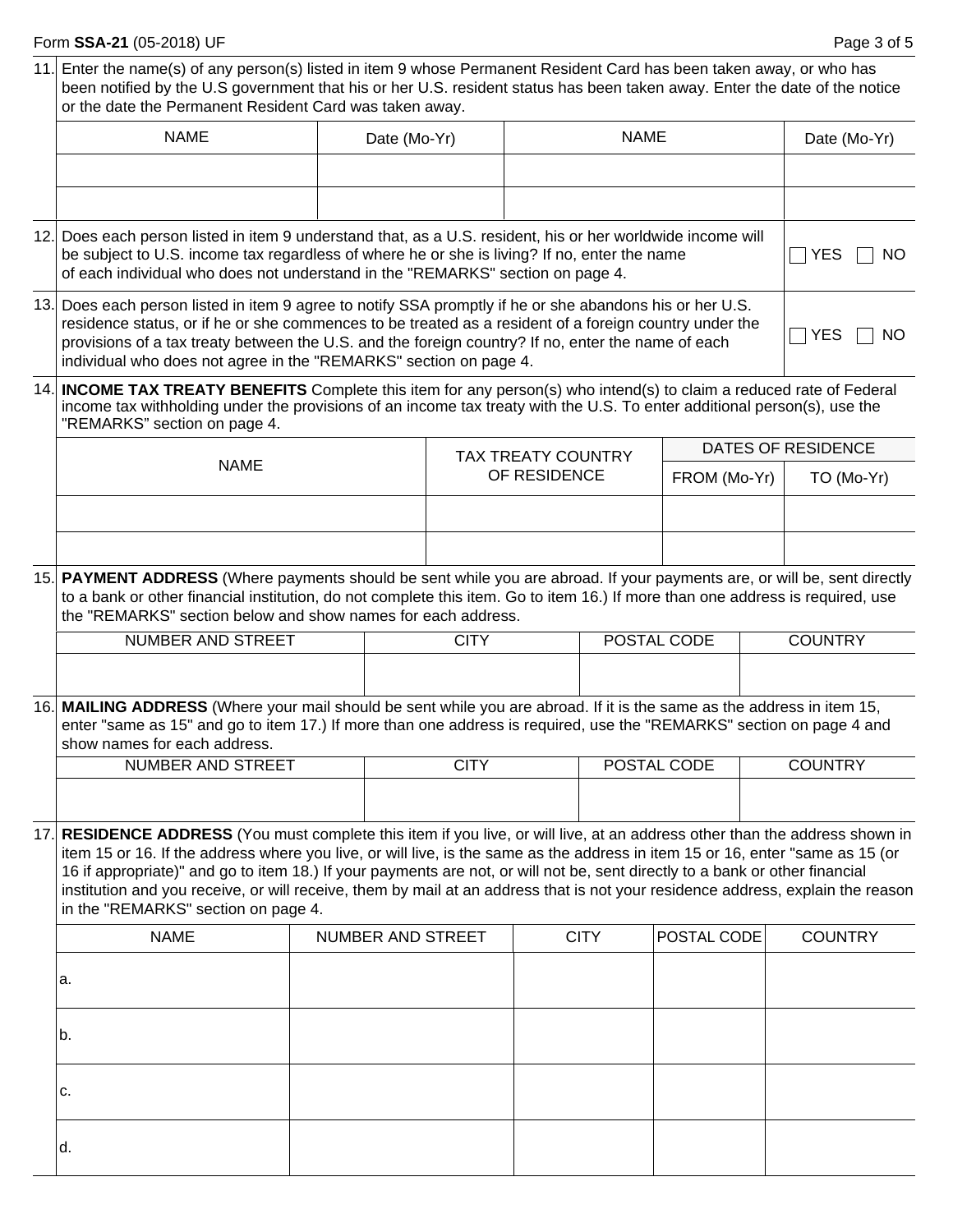11. Enter the name(s) of any person(s) listed in item 9 whose Permanent Resident Card has been taken away, or who has been notified by the U.S government that his or her U.S. resident status has been taken away. Enter the date of the notice or the date the Permanent Resident Card was taken away.

| NAME | Date (Mo-Yr) | NAME | Date (Mo-Yr) |
|---|---|---|---|
| | | | |
| | | | |

12. Does each person listed in item 9 understand that, as a U.S. resident, his or her worldwide income will be subject to U.S. income tax regardless of where he or she is living? If no, enter the name of each individual who does not understand in the "REMARKS" section on page 4. ☐ YES ☐ NO

13. Does each person listed in item 9 agree to notify SSA promptly if he or she abandons his or her U.S. residence status, or if he or she commences to be treated as a resident of a foreign country under the provisions of a tax treaty between the U.S. and the foreign country? If no, enter the name of each individual who does not agree in the "REMARKS" section on page 4. ☐ YES ☐ NO

14. **INCOME TAX TREATY BENEFITS** Complete this item for any person(s) who intend(s) to claim a reduced rate of Federal income tax withholding under the provisions of an income tax treaty with the U.S. To enter additional person(s), use the "REMARKS" section on page 4.

| NAME | TAX TREATY COUNTRY OF RESIDENCE | DATES OF RESIDENCE | |
|---|---|---|---|
| | | FROM (Mo-Yr) | TO (Mo-Yr) |
| | | | |
| | | | |

15. **PAYMENT ADDRESS** (Where payments should be sent while you are abroad. If your payments are, or will be, sent directly to a bank or other financial institution, do not complete this item. Go to item 16.) If more than one address is required, use the "REMARKS" section below and show names for each address.

| NUMBER AND STREET | CITY | POSTAL CODE | COUNTRY |
|---|---|---|---|
| | | | |

16. **MAILING ADDRESS** (Where your mail should be sent while you are abroad. If it is the same as the address in item 15, enter "same as 15" and go to item 17.) If more than one address is required, use the "REMARKS" section on page 4 and show names for each address.

| NUMBER AND STREET | CITY | POSTAL CODE | COUNTRY |
|---|---|---|---|
| | | | |

17. **RESIDENCE ADDRESS** (You must complete this item if you live, or will live, at an address other than the address shown in item 15 or 16. If the address where you live, or will live, is the same as the address in item 15 or 16, enter "same as 15 (or 16 if appropriate)" and go to item 18.) If your payments are not, or will not be, sent directly to a bank or other financial institution and you receive, or will receive, them by mail at an address that is not your residence address, explain the reason in the "REMARKS" section on page 4.

| NAME | NUMBER AND STREET | CITY | POSTAL CODE | COUNTRY |
|---|---|---|---|---|
| a. | | | | |
| b. | | | | |
| c. | | | | |
| d. | | | | |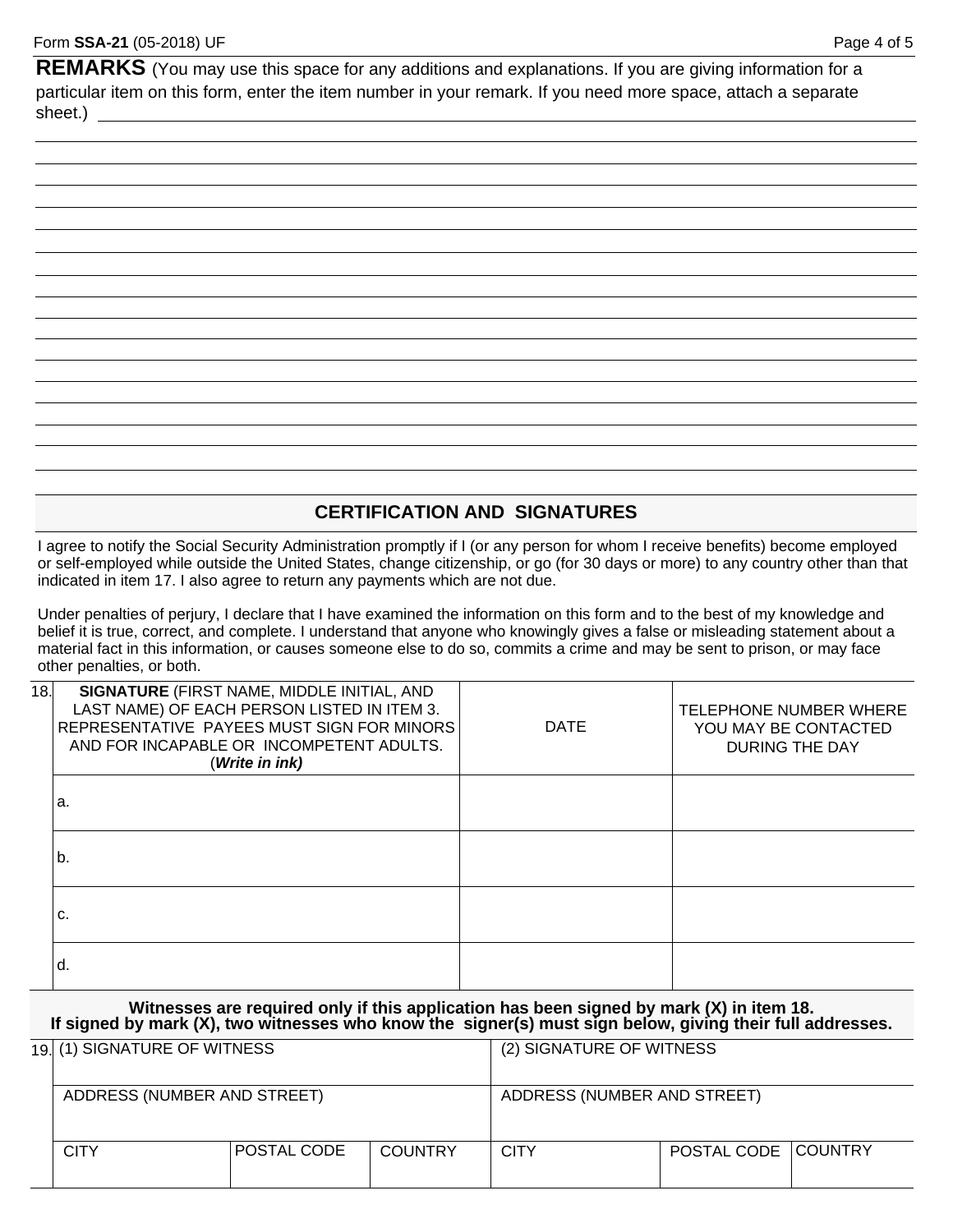## REMARKS

(You may use this space for any additions and explanations. If you are giving information for a particular item on this form, enter the item number in your remark. If you need more space, attach a separate sheet.)

## CERTIFICATION AND SIGNATURES

I agree to notify the Social Security Administration promptly if I (or any person for whom I receive benefits) become employed or self-employed while outside the United States, change citizenship, or go (for 30 days or more) to any country other than that indicated in item 17. I also agree to return any payments which are not due.

Under penalties of perjury, I declare that I have examined the information on this form and to the best of my knowledge and belief it is true, correct, and complete. I understand that anyone who knowingly gives a false or misleading statement about a material fact in this information, or causes someone else to do so, commits a crime and may be sent to prison, or may face other penalties, or both.

| 18. **SIGNATURE** (FIRST NAME, MIDDLE INITIAL, AND LAST NAME) OF EACH PERSON LISTED IN ITEM 3. REPRESENTATIVE PAYEES MUST SIGN FOR MINORS AND FOR INCAPABLE OR INCOMPETENT ADULTS. (***Write in ink)*** | DATE | TELEPHONE NUMBER WHERE YOU MAY BE CONTACTED DURING THE DAY |
|---|---|---|
| a. | | |
| b. | | |
| c. | | |
| d. | | |

**Witnesses are required only if this application has been signed by mark (X) in item 18.**
**If signed by mark (X), two witnesses who know the signer(s) must sign below, giving their full addresses.**

| 19. (1) SIGNATURE OF WITNESS | | | (2) SIGNATURE OF WITNESS | | |
|---|---|---|---|---|---|
| ADDRESS (NUMBER AND STREET) | | | ADDRESS (NUMBER AND STREET) | | |
| CITY | POSTAL CODE | COUNTRY | CITY | POSTAL CODE | COUNTRY |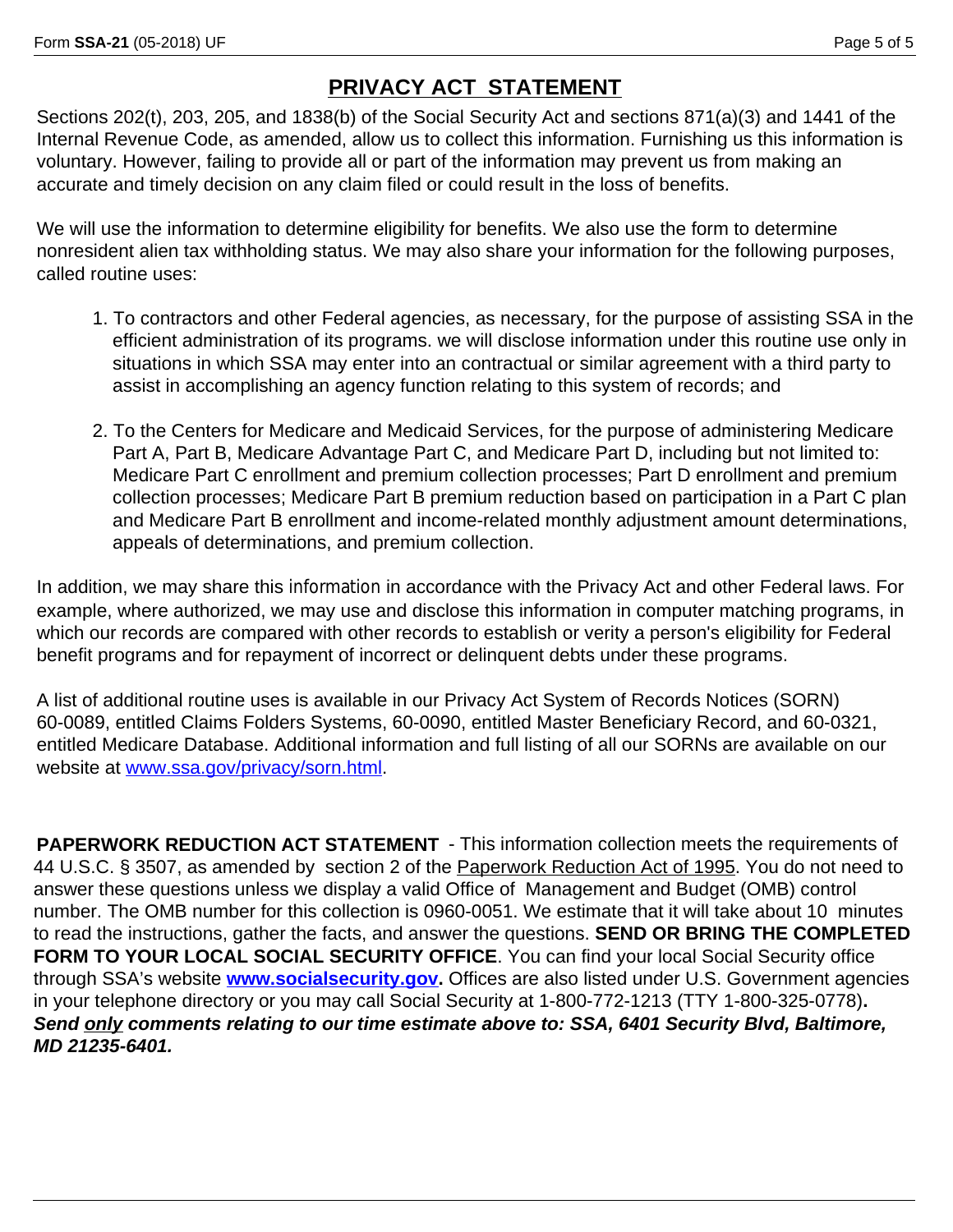## PRIVACY ACT STATEMENT

Sections 202(t), 203, 205, and 1838(b) of the Social Security Act and sections 871(a)(3) and 1441 of the Internal Revenue Code, as amended, allow us to collect this information. Furnishing us this information is voluntary. However, failing to provide all or part of the information may prevent us from making an accurate and timely decision on any claim filed or could result in the loss of benefits.

We will use the information to determine eligibility for benefits. We also use the form to determine nonresident alien tax withholding status. We may also share your information for the following purposes, called routine uses:

1. To contractors and other Federal agencies, as necessary, for the purpose of assisting SSA in the efficient administration of its programs. we will disclose information under this routine use only in situations in which SSA may enter into an contractual or similar agreement with a third party to assist in accomplishing an agency function relating to this system of records; and

2. To the Centers for Medicare and Medicaid Services, for the purpose of administering Medicare Part A, Part B, Medicare Advantage Part C, and Medicare Part D, including but not limited to: Medicare Part C enrollment and premium collection processes; Part D enrollment and premium collection processes; Medicare Part B premium reduction based on participation in a Part C plan and Medicare Part B enrollment and income-related monthly adjustment amount determinations, appeals of determinations, and premium collection.

In addition, we may share this information in accordance with the Privacy Act and other Federal laws. For example, where authorized, we may use and disclose this information in computer matching programs, in which our records are compared with other records to establish or verity a person's eligibility for Federal benefit programs and for repayment of incorrect or delinquent debts under these programs.

A list of additional routine uses is available in our Privacy Act System of Records Notices (SORN) 60-0089, entitled Claims Folders Systems, 60-0090, entitled Master Beneficiary Record, and 60-0321, entitled Medicare Database. Additional information and full listing of all our SORNs are available on our website at www.ssa.gov/privacy/sorn.html.

**PAPERWORK REDUCTION ACT STATEMENT** - This information collection meets the requirements of 44 U.S.C. § 3507, as amended by section 2 of the Paperwork Reduction Act of 1995. You do not need to answer these questions unless we display a valid Office of Management and Budget (OMB) control number. The OMB number for this collection is 0960-0051. We estimate that it will take about 10 minutes to read the instructions, gather the facts, and answer the questions. **SEND OR BRING THE COMPLETED FORM TO YOUR LOCAL SOCIAL SECURITY OFFICE**. You can find your local Social Security office through SSA's website **www.socialsecurity.gov.** Offices are also listed under U.S. Government agencies in your telephone directory or you may call Social Security at 1-800-772-1213 (TTY 1-800-325-0778)**.** ***Send only comments relating to our time estimate above to: SSA, 6401 Security Blvd, Baltimore, MD 21235-6401.***